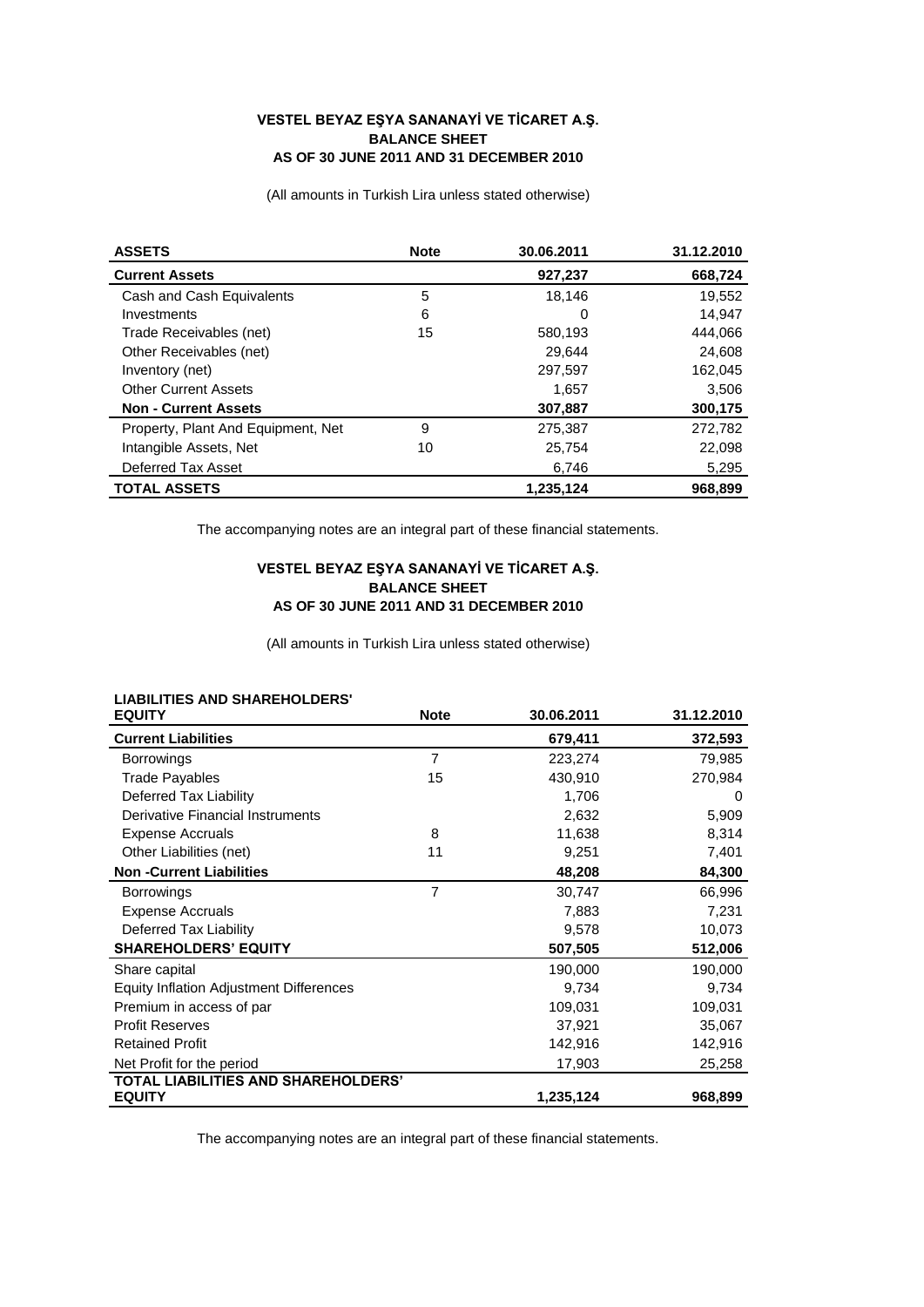**VESTEL BEYAZ EŞYA SANANAYİ VE TİCARET A.Ş.**
**BALANCE SHEET**
**AS OF 30 JUNE 2011 AND 31 DECEMBER 2010**

(All amounts in Turkish Lira unless stated otherwise)

| ASSETS | Note | 30.06.2011 | 31.12.2010 |
|---|---|---|---|
| **Current Assets** | | **927,237** | **668,724** |
| Cash and Cash Equivalents | 5 | 18,146 | 19,552 |
| Investments | 6 | 0 | 14,947 |
| Trade Receivables (net) | 15 | 580,193 | 444,066 |
| Other Receivables (net) | | 29,644 | 24,608 |
| Inventory (net) | | 297,597 | 162,045 |
| Other Current Assets | | 1,657 | 3,506 |
| **Non - Current Assets** | | **307,887** | **300,175** |
| Property, Plant And Equipment, Net | 9 | 275,387 | 272,782 |
| Intangible Assets, Net | 10 | 25,754 | 22,098 |
| Deferred Tax Asset | | 6,746 | 5,295 |
| **TOTAL ASSETS** | | **1,235,124** | **968,899** |

The accompanying notes are an integral part of these financial statements.

**VESTEL BEYAZ EŞYA SANANAYİ VE TİCARET A.Ş.**
**BALANCE SHEET**
**AS OF 30 JUNE 2011 AND 31 DECEMBER 2010**

(All amounts in Turkish Lira unless stated otherwise)

| LIABILITIES AND SHAREHOLDERS' EQUITY | Note | 30.06.2011 | 31.12.2010 |
|---|---|---|---|
| **Current Liabilities** | | **679,411** | **372,593** |
| Borrowings | 7 | 223,274 | 79,985 |
| Trade Payables | 15 | 430,910 | 270,984 |
| Deferred Tax Liability | | 1,706 | 0 |
| Derivative Financial Instruments | | 2,632 | 5,909 |
| Expense Accruals | 8 | 11,638 | 8,314 |
| Other Liabilities (net) | 11 | 9,251 | 7,401 |
| **Non -Current Liabilities** | | **48,208** | **84,300** |
| Borrowings | 7 | 30,747 | 66,996 |
| Expense Accruals | | 7,883 | 7,231 |
| Deferred Tax Liability | | 9,578 | 10,073 |
| **SHAREHOLDERS' EQUITY** | | **507,505** | **512,006** |
| Share capital | | 190,000 | 190,000 |
| Equity Inflation Adjustment Differences | | 9,734 | 9,734 |
| Premium in access of par | | 109,031 | 109,031 |
| Profit Reserves | | 37,921 | 35,067 |
| Retained Profit | | 142,916 | 142,916 |
| Net Profit for the period | | 17,903 | 25,258 |
| **TOTAL LIABILITIES AND SHAREHOLDERS' EQUITY** | | **1,235,124** | **968,899** |

The accompanying notes are an integral part of these financial statements.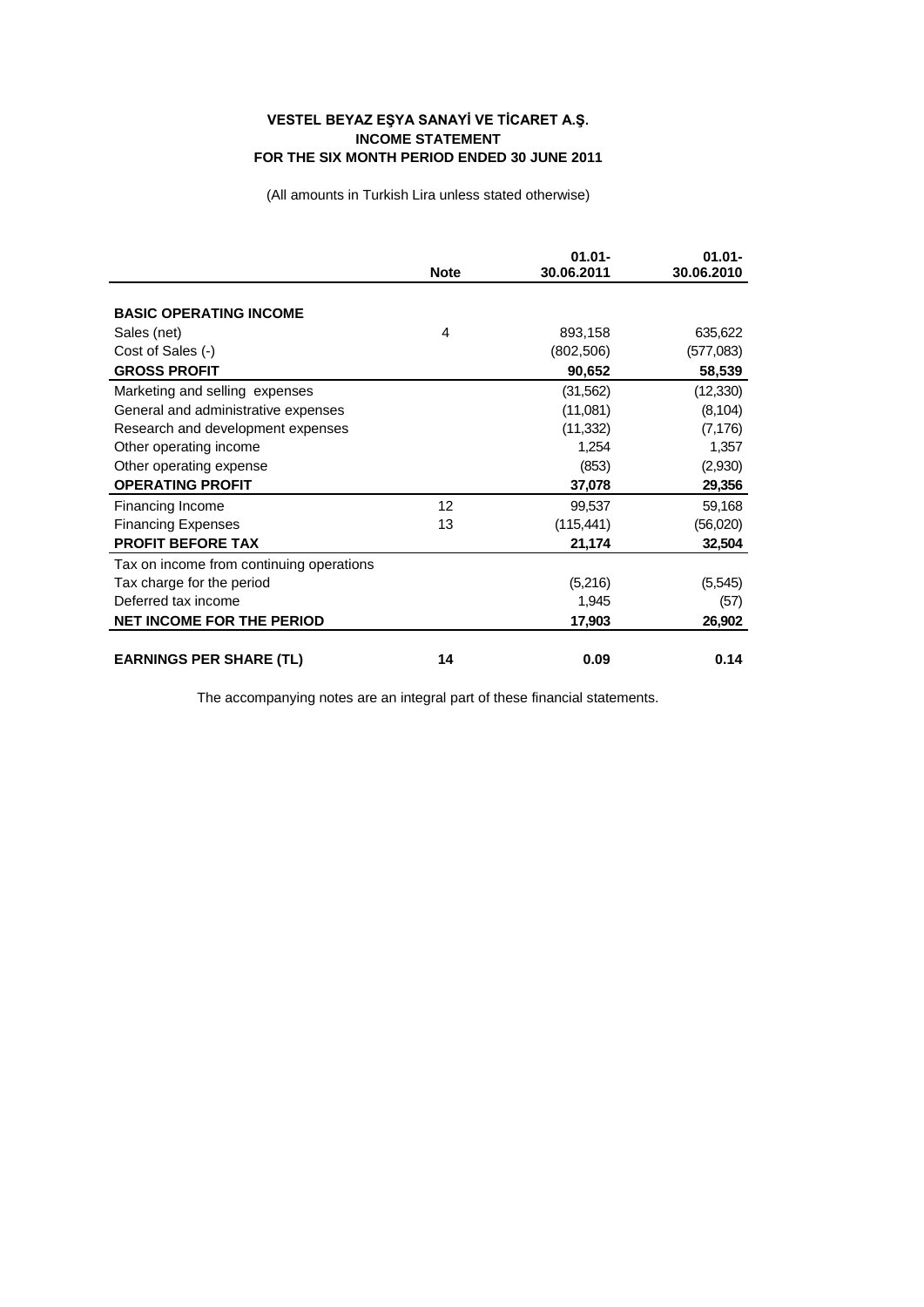**VESTEL BEYAZ EŞYA SANAYİ VE TİCARET A.Ş.**
**INCOME STATEMENT**
**FOR THE SIX MONTH PERIOD ENDED 30 JUNE 2011**

(All amounts in Turkish Lira unless stated otherwise)

| | Note | 01.01-30.06.2011 | 01.01-30.06.2010 |
|---|---|---|---|
| **BASIC OPERATING INCOME** | | | |
| Sales (net) | 4 | 893,158 | 635,622 |
| Cost of Sales (-) | | (802,506) | (577,083) |
| **GROSS PROFIT** | | **90,652** | **58,539** |
| Marketing and selling expenses | | (31,562) | (12,330) |
| General and administrative expenses | | (11,081) | (8,104) |
| Research and development expenses | | (11,332) | (7,176) |
| Other operating income | | 1,254 | 1,357 |
| Other operating expense | | (853) | (2,930) |
| **OPERATING PROFIT** | | **37,078** | **29,356** |
| Financing Income | 12 | 99,537 | 59,168 |
| Financing Expenses | 13 | (115,441) | (56,020) |
| **PROFIT BEFORE TAX** | | **21,174** | **32,504** |
| Tax on income from continuing operations | | | |
| Tax charge for the period | | (5,216) | (5,545) |
| Deferred tax income | | 1,945 | (57) |
| **NET INCOME FOR THE PERIOD** | | **17,903** | **26,902** |
| **EARNINGS PER SHARE (TL)** | **14** | **0.09** | **0.14** |

The accompanying notes are an integral part of these financial statements.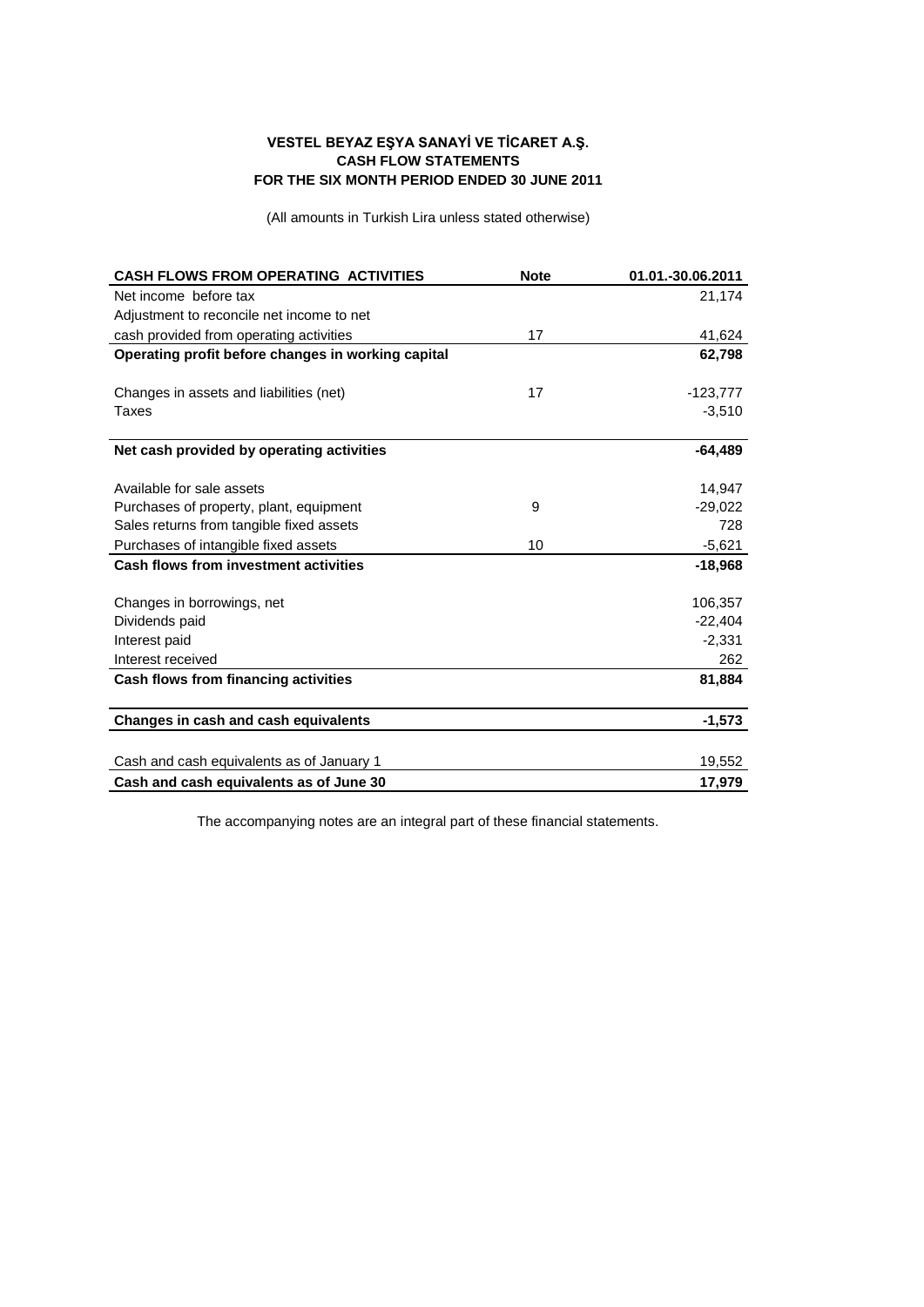**VESTEL BEYAZ EŞYA SANAYİ VE TİCARET A.Ş.**
**CASH FLOW STATEMENTS**
**FOR THE SIX MONTH PERIOD ENDED 30 JUNE 2011**

(All amounts in Turkish Lira unless stated otherwise)

| CASH FLOWS FROM OPERATING ACTIVITIES | Note | 01.01.-30.06.2011 |
|---|---|---|
| Net income before tax | | 21,174 |
| Adjustment to reconcile net income to net cash provided from operating activities | 17 | 41,624 |
| **Operating profit before changes in working capital** | | **62,798** |
| Changes in assets and liabilities (net) | 17 | -123,777 |
| Taxes | | -3,510 |
| **Net cash provided by operating activities** | | **-64,489** |
| Available for sale assets | | 14,947 |
| Purchases of property, plant, equipment | 9 | -29,022 |
| Sales returns from tangible fixed assets | | 728 |
| Purchases of intangible fixed assets | 10 | -5,621 |
| **Cash flows from investment activities** | | **-18,968** |
| Changes in borrowings, net | | 106,357 |
| Dividends paid | | -22,404 |
| Interest paid | | -2,331 |
| Interest received | | 262 |
| **Cash flows from financing activities** | | **81,884** |
| **Changes in cash and cash equivalents** | | **-1,573** |
| Cash and cash equivalents as of January 1 | | 19,552 |
| **Cash and cash equivalents as of June 30** | | **17,979** |

The accompanying notes are an integral part of these financial statements.